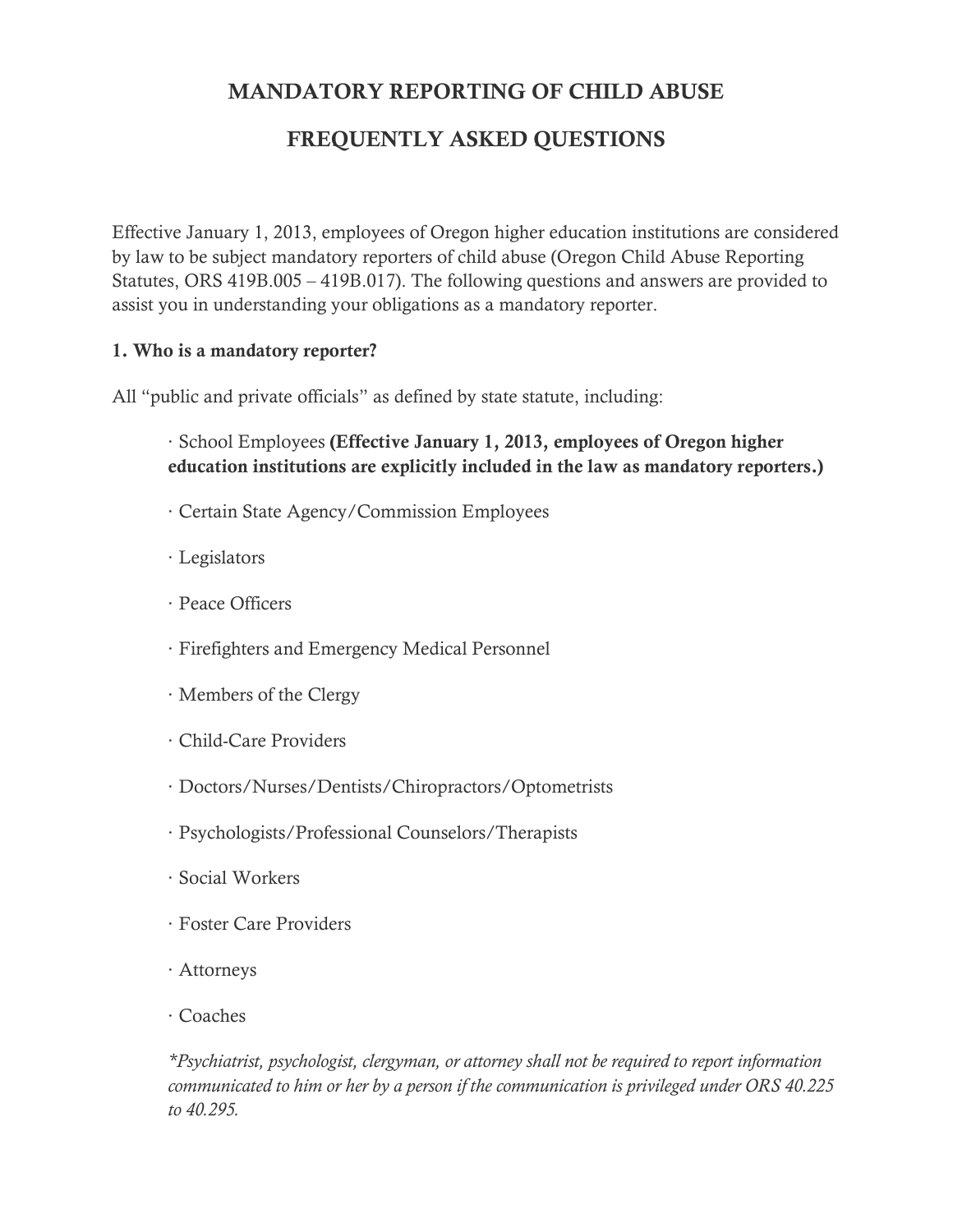# MANDATORY REPORTING OF CHILD ABUSE

# FREQUENTLY ASKED QUESTIONS

Effective January 1, 2013, employees of Oregon higher education institutions are considered by law to be subject mandatory reporters of child abuse (Oregon Child Abuse Reporting Statutes, ORS 419B.005 – 419B.017). The following questions and answers are provided to assist you in understanding your obligations as a mandatory reporter.

**1. Who is a mandatory reporter?**

All "public and private officials" as defined by state statute, including:

- School Employees **(Effective January 1, 2013, employees of Oregon higher education institutions are explicitly included in the law as mandatory reporters.)**
- Certain State Agency/Commission Employees
- Legislators
- Peace Officers
- Firefighters and Emergency Medical Personnel
- Members of the Clergy
- Child-Care Providers
- Doctors/Nurses/Dentists/Chiropractors/Optometrists
- Psychologists/Professional Counselors/Therapists
- Social Workers
- Foster Care Providers
- Attorneys
- Coaches

*\*Psychiatrist, psychologist, clergyman, or attorney shall not be required to report information communicated to him or her by a person if the communication is privileged under ORS 40.225 to 40.295.*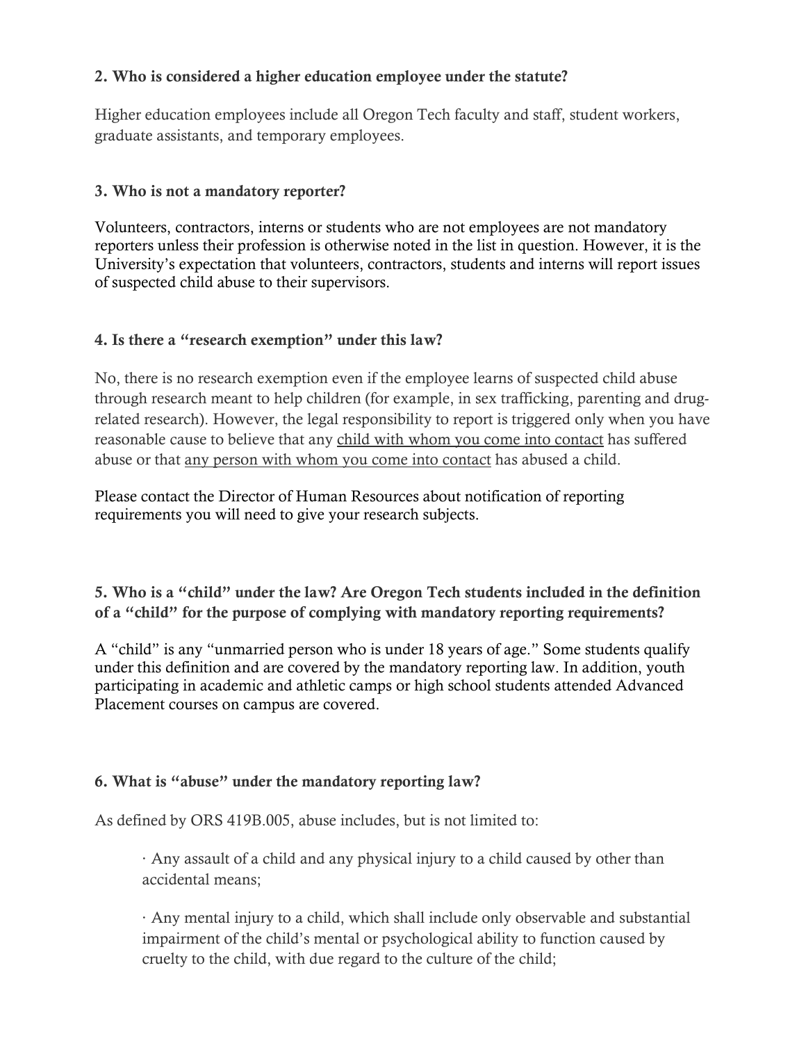**2. Who is considered a higher education employee under the statute?**

Higher education employees include all Oregon Tech faculty and staff, student workers, graduate assistants, and temporary employees.

**3. Who is not a mandatory reporter?**

Volunteers, contractors, interns or students who are not employees are not mandatory reporters unless their profession is otherwise noted in the list in question. However, it is the University's expectation that volunteers, contractors, students and interns will report issues of suspected child abuse to their supervisors.

**4. Is there a "research exemption" under this law?**

No, there is no research exemption even if the employee learns of suspected child abuse through research meant to help children (for example, in sex trafficking, parenting and drug-related research). However, the legal responsibility to report is triggered only when you have reasonable cause to believe that any <u>child with whom you come into contact</u> has suffered abuse or that <u>any person with whom you come into contact</u> has abused a child.

Please contact the Director of Human Resources about notification of reporting requirements you will need to give your research subjects.

**5. Who is a "child" under the law? Are Oregon Tech students included in the definition of a "child" for the purpose of complying with mandatory reporting requirements?**

A "child" is any "unmarried person who is under 18 years of age." Some students qualify under this definition and are covered by the mandatory reporting law. In addition, youth participating in academic and athletic camps or high school students attended Advanced Placement courses on campus are covered.

**6. What is "abuse" under the mandatory reporting law?**

As defined by ORS 419B.005, abuse includes, but is not limited to:

- Any assault of a child and any physical injury to a child caused by other than accidental means;
- Any mental injury to a child, which shall include only observable and substantial impairment of the child's mental or psychological ability to function caused by cruelty to the child, with due regard to the culture of the child;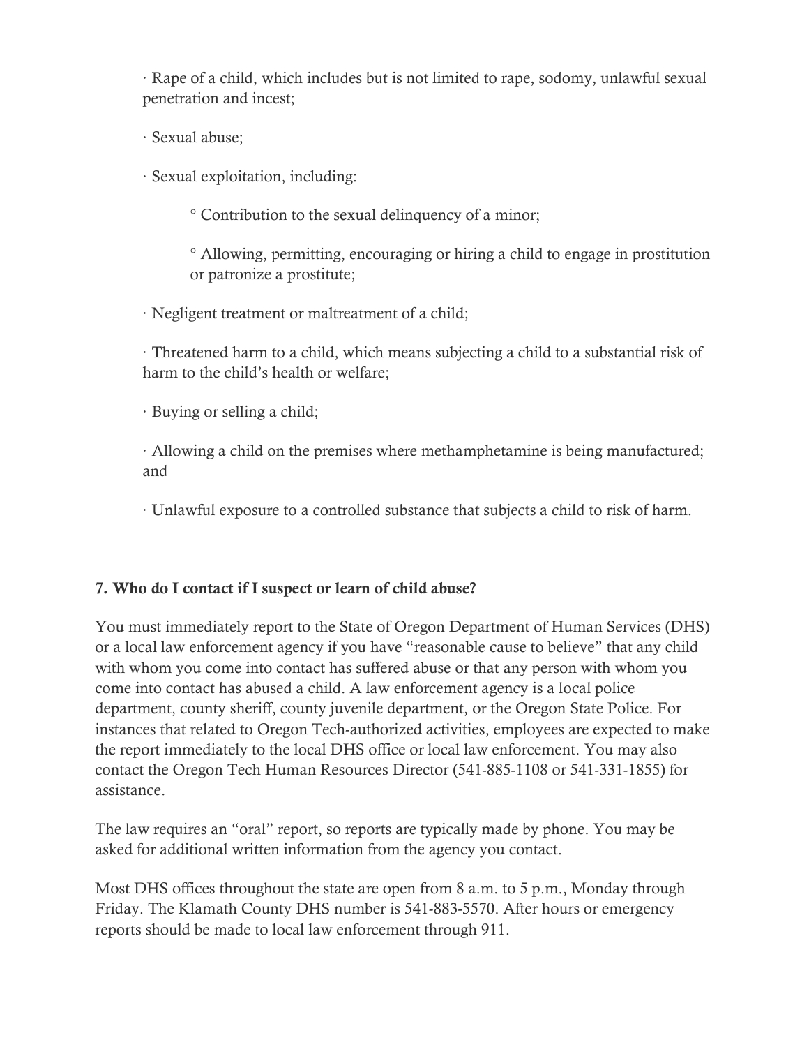- Rape of a child, which includes but is not limited to rape, sodomy, unlawful sexual penetration and incest;
- Sexual abuse;
- Sexual exploitation, including:
    - Contribution to the sexual delinquency of a minor;
    - Allowing, permitting, encouraging or hiring a child to engage in prostitution or patronize a prostitute;
- Negligent treatment or maltreatment of a child;
- Threatened harm to a child, which means subjecting a child to a substantial risk of harm to the child's health or welfare;
- Buying or selling a child;
- Allowing a child on the premises where methamphetamine is being manufactured; and
- Unlawful exposure to a controlled substance that subjects a child to risk of harm.

**7. Who do I contact if I suspect or learn of child abuse?**

You must immediately report to the State of Oregon Department of Human Services (DHS) or a local law enforcement agency if you have "reasonable cause to believe" that any child with whom you come into contact has suffered abuse or that any person with whom you come into contact has abused a child. A law enforcement agency is a local police department, county sheriff, county juvenile department, or the Oregon State Police. For instances that related to Oregon Tech-authorized activities, employees are expected to make the report immediately to the local DHS office or local law enforcement. You may also contact the Oregon Tech Human Resources Director (541-885-1108 or 541-331-1855) for assistance.

The law requires an "oral" report, so reports are typically made by phone. You may be asked for additional written information from the agency you contact.

Most DHS offices throughout the state are open from 8 a.m. to 5 p.m., Monday through Friday. The Klamath County DHS number is 541-883-5570. After hours or emergency reports should be made to local law enforcement through 911.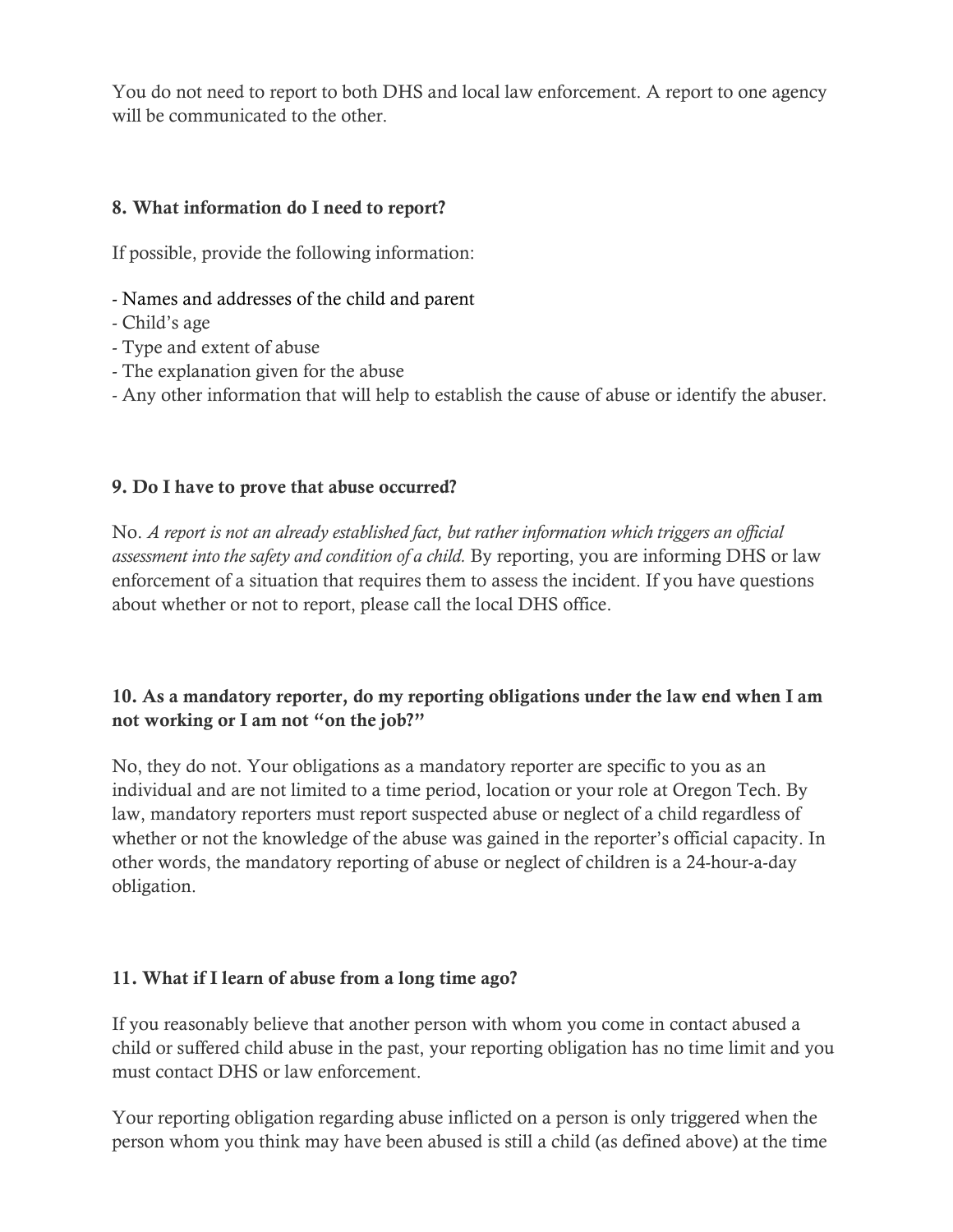You do not need to report to both DHS and local law enforcement. A report to one agency will be communicated to the other.

### 8. What information do I need to report?

If possible, provide the following information:

- Names and addresses of the child and parent
- Child's age
- Type and extent of abuse
- The explanation given for the abuse
- Any other information that will help to establish the cause of abuse or identify the abuser.

### 9. Do I have to prove that abuse occurred?

No. *A report is not an already established fact, but rather information which triggers an official assessment into the safety and condition of a child.* By reporting, you are informing DHS or law enforcement of a situation that requires them to assess the incident. If you have questions about whether or not to report, please call the local DHS office.

### 10. As a mandatory reporter, do my reporting obligations under the law end when I am not working or I am not "on the job?"

No, they do not. Your obligations as a mandatory reporter are specific to you as an individual and are not limited to a time period, location or your role at Oregon Tech. By law, mandatory reporters must report suspected abuse or neglect of a child regardless of whether or not the knowledge of the abuse was gained in the reporter's official capacity. In other words, the mandatory reporting of abuse or neglect of children is a 24-hour-a-day obligation.

### 11. What if I learn of abuse from a long time ago?

If you reasonably believe that another person with whom you come in contact abused a child or suffered child abuse in the past, your reporting obligation has no time limit and you must contact DHS or law enforcement.

Your reporting obligation regarding abuse inflicted on a person is only triggered when the person whom you think may have been abused is still a child (as defined above) at the time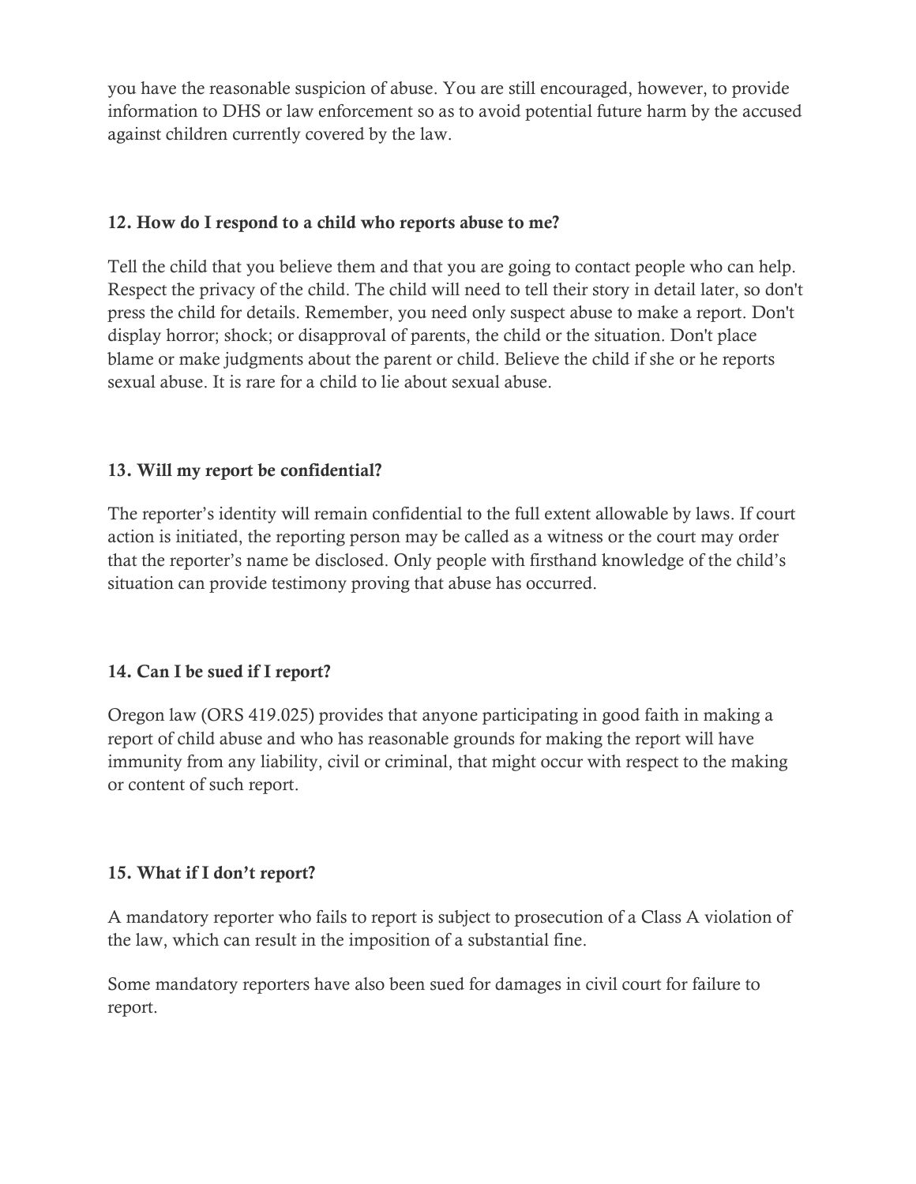you have the reasonable suspicion of abuse. You are still encouraged, however, to provide information to DHS or law enforcement so as to avoid potential future harm by the accused against children currently covered by the law.

**12. How do I respond to a child who reports abuse to me?**

Tell the child that you believe them and that you are going to contact people who can help. Respect the privacy of the child. The child will need to tell their story in detail later, so don't press the child for details. Remember, you need only suspect abuse to make a report. Don't display horror; shock; or disapproval of parents, the child or the situation. Don't place blame or make judgments about the parent or child. Believe the child if she or he reports sexual abuse. It is rare for a child to lie about sexual abuse.

**13. Will my report be confidential?**

The reporter's identity will remain confidential to the full extent allowable by laws. If court action is initiated, the reporting person may be called as a witness or the court may order that the reporter's name be disclosed. Only people with firsthand knowledge of the child's situation can provide testimony proving that abuse has occurred.

**14. Can I be sued if I report?**

Oregon law (ORS 419.025) provides that anyone participating in good faith in making a report of child abuse and who has reasonable grounds for making the report will have immunity from any liability, civil or criminal, that might occur with respect to the making or content of such report.

**15. What if I don't report?**

A mandatory reporter who fails to report is subject to prosecution of a Class A violation of the law, which can result in the imposition of a substantial fine.

Some mandatory reporters have also been sued for damages in civil court for failure to report.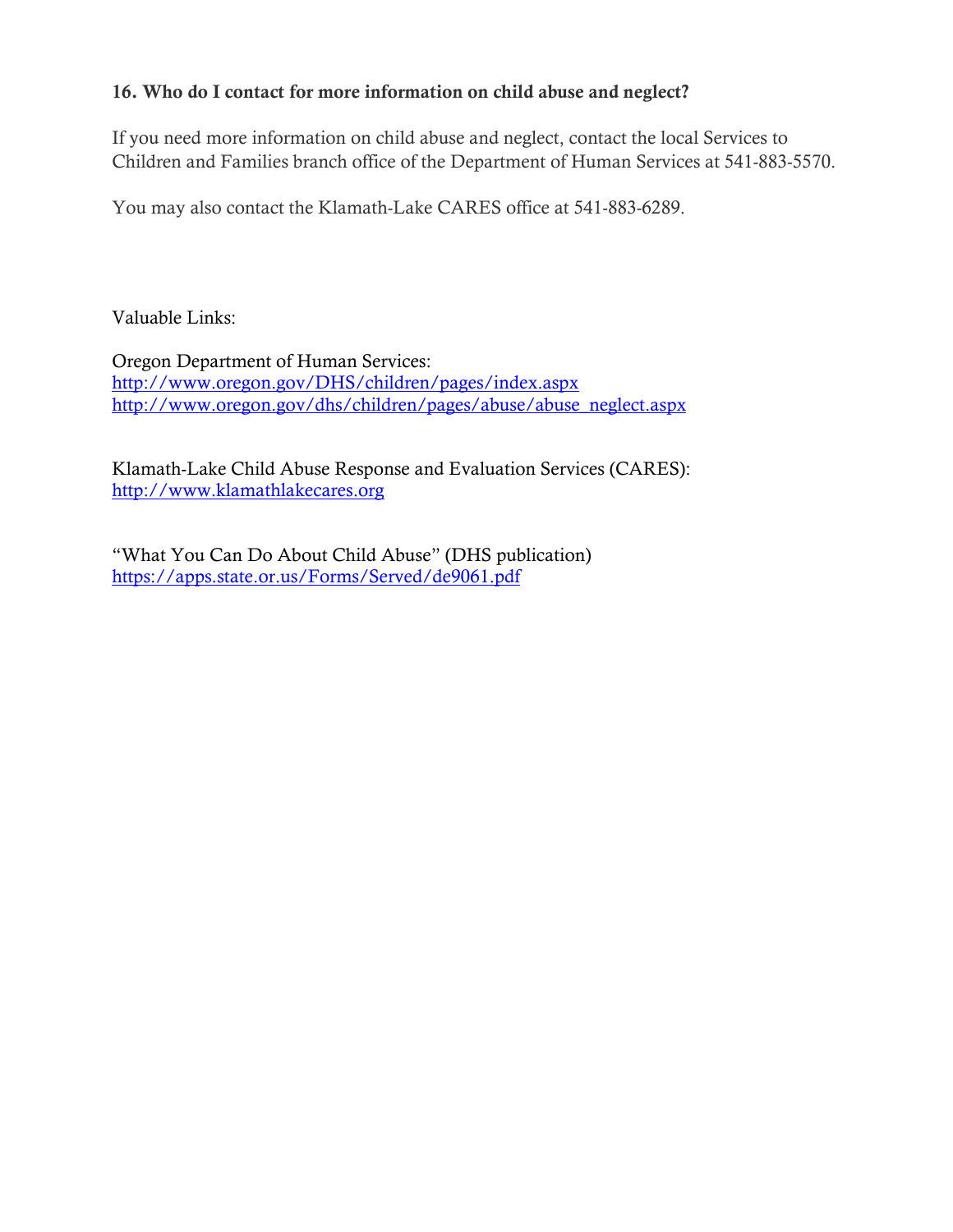**16. Who do I contact for more information on child abuse and neglect?**

If you need more information on child abuse and neglect, contact the local Services to Children and Families branch office of the Department of Human Services at 541-883-5570.

You may also contact the Klamath-Lake CARES office at 541-883-6289.

Valuable Links:

Oregon Department of Human Services:
[http://www.oregon.gov/DHS/children/pages/index.aspx](http://www.oregon.gov/DHS/children/pages/index.aspx)
[http://www.oregon.gov/dhs/children/pages/abuse/abuse_neglect.aspx](http://www.oregon.gov/dhs/children/pages/abuse/abuse_neglect.aspx)

Klamath-Lake Child Abuse Response and Evaluation Services (CARES):
[http://www.klamathlakecares.org](http://www.klamathlakecares.org)

"What You Can Do About Child Abuse" (DHS publication)
[https://apps.state.or.us/Forms/Served/de9061.pdf](https://apps.state.or.us/Forms/Served/de9061.pdf)